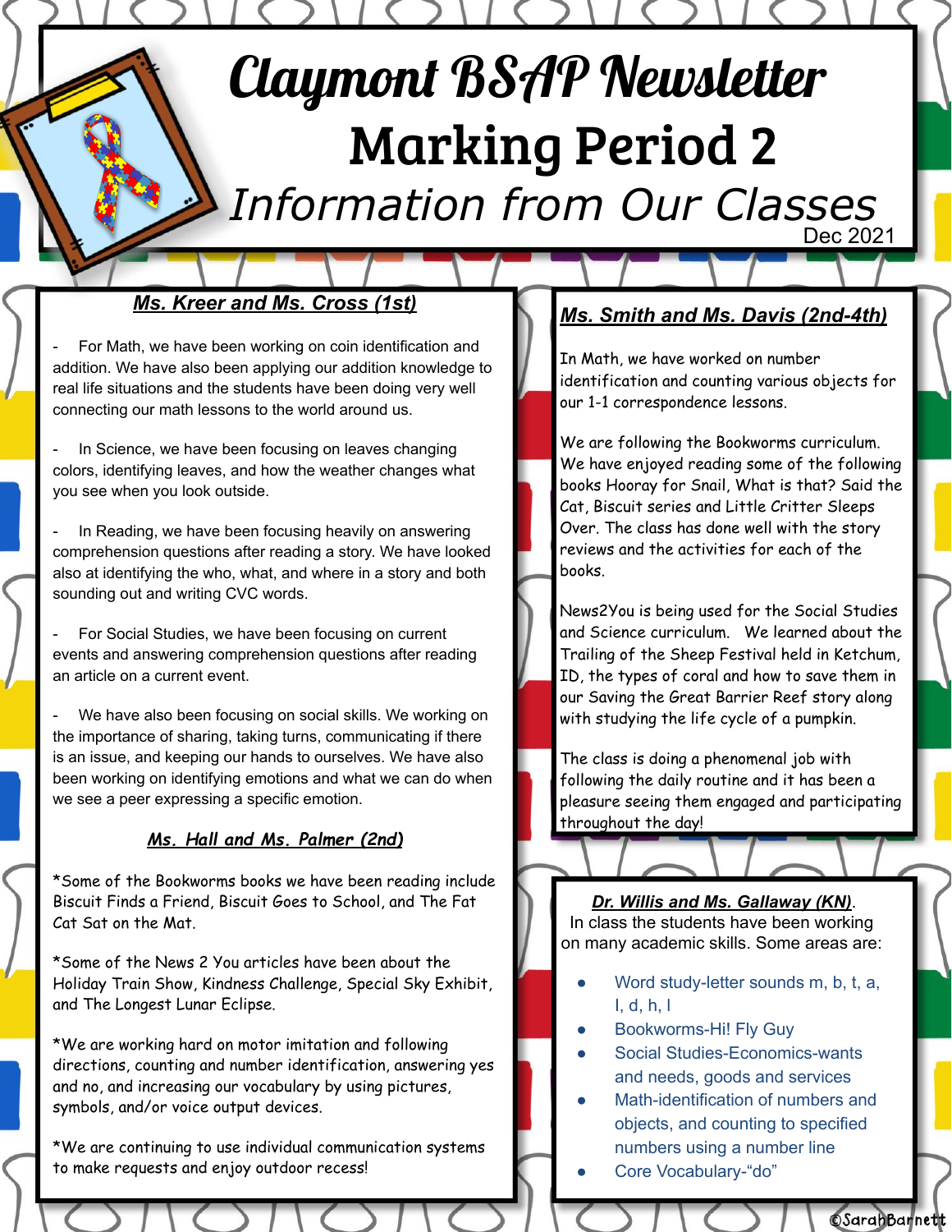# Claymont BSAP Newsletter

## Marking Period 2

*Information from Our Classes*

Dec 2021

### *Ms. Kreer and Ms. Cross (1st)*

- For Math, we have been working on coin identification and addition. We have also been applying our addition knowledge to real life situations and the students have been doing very well connecting our math lessons to the world around us.

- In Science, we have been focusing on leaves changing colors, identifying leaves, and how the weather changes what you see when you look outside.

- In Reading, we have been focusing heavily on answering comprehension questions after reading a story. We have looked also at identifying the who, what, and where in a story and both sounding out and writing CVC words.

- For Social Studies, we have been focusing on current events and answering comprehension questions after reading an article on a current event.

- We have also been focusing on social skills. We working on the importance of sharing, taking turns, communicating if there is an issue, and keeping our hands to ourselves. We have also been working on identifying emotions and what we can do when we see a peer expressing a specific emotion.

### *Ms. Hall and Ms. Palmer (2nd)*

*Some of the Bookworms books we have been reading include Biscuit Finds a Friend, Biscuit Goes to School, and The Fat Cat Sat on the Mat.

*Some of the News 2 You articles have been about the Holiday Train Show, Kindness Challenge, Special Sky Exhibit, and The Longest Lunar Eclipse.

*We are working hard on motor imitation and following directions, counting and number identification, answering yes and no, and increasing our vocabulary by using pictures, symbols, and/or voice output devices.

*We are continuing to use individual communication systems to make requests and enjoy outdoor recess!

### *Ms. Smith and Ms. Davis (2nd-4th)*

In Math, we have worked on number identification and counting various objects for our 1-1 correspondence lessons.

We are following the Bookworms curriculum. We have enjoyed reading some of the following books Hooray for Snail, What is that? Said the Cat, Biscuit series and Little Critter Sleeps Over. The class has done well with the story reviews and the activities for each of the books.

News2You is being used for the Social Studies and Science curriculum. We learned about the Trailing of the Sheep Festival held in Ketchum, ID, the types of coral and how to save them in our Saving the Great Barrier Reef story along with studying the life cycle of a pumpkin.

The class is doing a phenomenal job with following the daily routine and it has been a pleasure seeing them engaged and participating throughout the day!

### *Dr. Willis and Ms. Gallaway (KN)*.

In class the students have been working on many academic skills. Some areas are:

- Word study-letter sounds m, b, t, a, l, d, h, l
- Bookworms-Hi! Fly Guy
- Social Studies-Economics-wants and needs, goods and services
- Math-identification of numbers and objects, and counting to specified numbers using a number line
- Core Vocabulary-"do"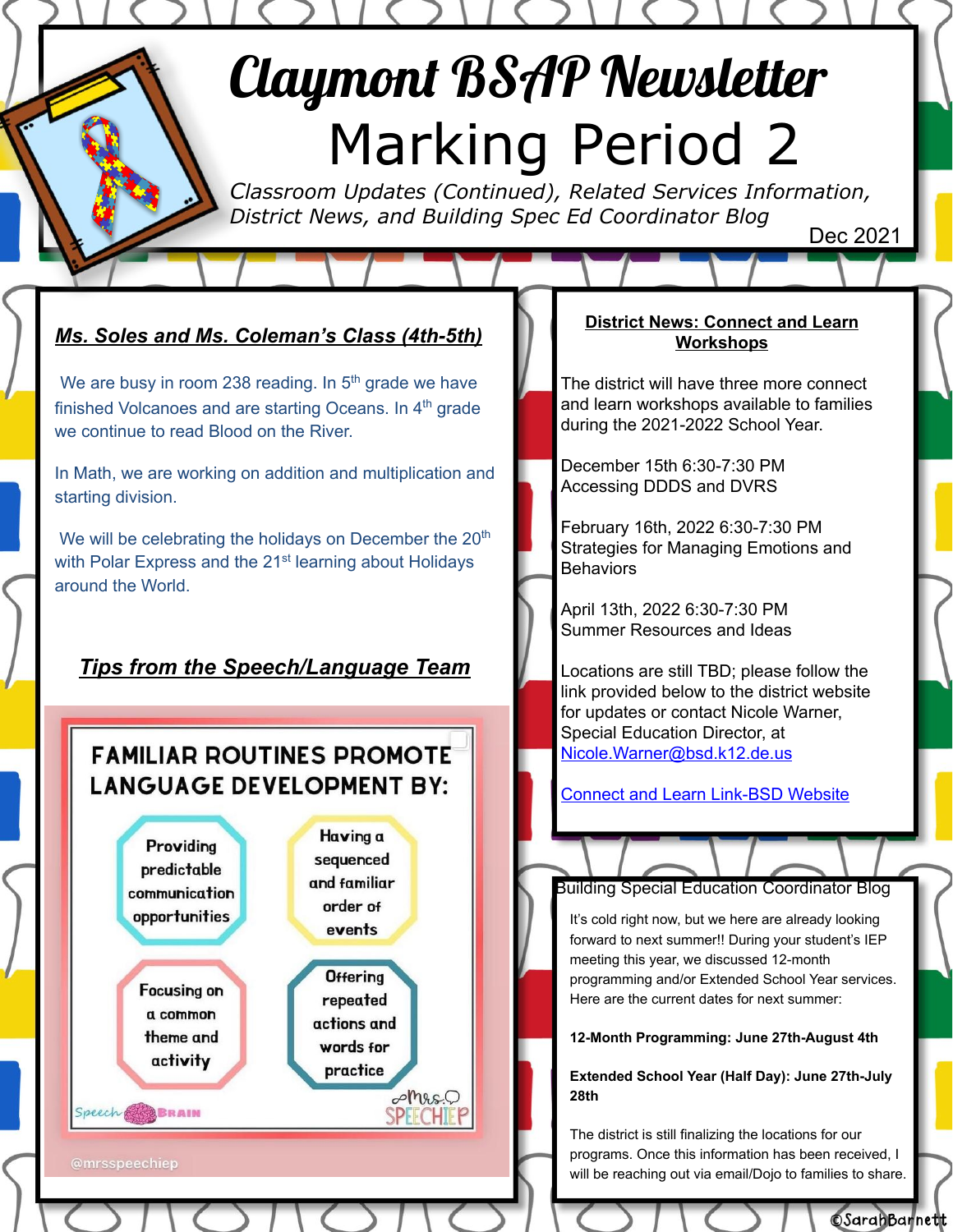# Claymont BSAP Newsletter

## Marking Period 2

*Classroom Updates (Continued), Related Services Information, District News, and Building Spec Ed Coordinator Blog*

Dec 2021

### *Ms. Soles and Ms. Coleman's Class (4th-5th)*

We are busy in room 238 reading. In 5th grade we have finished Volcanoes and are starting Oceans. In 4th grade we continue to read Blood on the River.

In Math, we are working on addition and multiplication and starting division.

We will be celebrating the holidays on December the 20th with Polar Express and the 21st learning about Holidays around the World.

### *Tips from the Speech/Language Team*

**FAMILIAR ROUTINES PROMOTE LANGUAGE DEVELOPMENT BY:**

- Providing predictable communication opportunities
- Having a sequenced and familiar order of events
- Focusing on a common theme and activity
- Offering repeated actions and words for practice

Speech Brain — Mrs. Speechie P

@mrsspeechiep

### District News: Connect and Learn Workshops

The district will have three more connect and learn workshops available to families during the 2021-2022 School Year.

December 15th 6:30-7:30 PM
Accessing DDDS and DVRS

February 16th, 2022 6:30-7:30 PM
Strategies for Managing Emotions and Behaviors

April 13th, 2022 6:30-7:30 PM
Summer Resources and Ideas

Locations are still TBD; please follow the link provided below to the district website for updates or contact Nicole Warner, Special Education Director, at Nicole.Warner@bsd.k12.de.us

Connect and Learn Link-BSD Website

### Building Special Education Coordinator Blog

It's cold right now, but we here are already looking forward to next summer!! During your student's IEP meeting this year, we discussed 12-month programming and/or Extended School Year services. Here are the current dates for next summer:

**12-Month Programming: June 27th-August 4th**

**Extended School Year (Half Day): June 27th-July 28th**

The district is still finalizing the locations for our programs. Once this information has been received, I will be reaching out via email/Dojo to families to share.

©SarahBarnett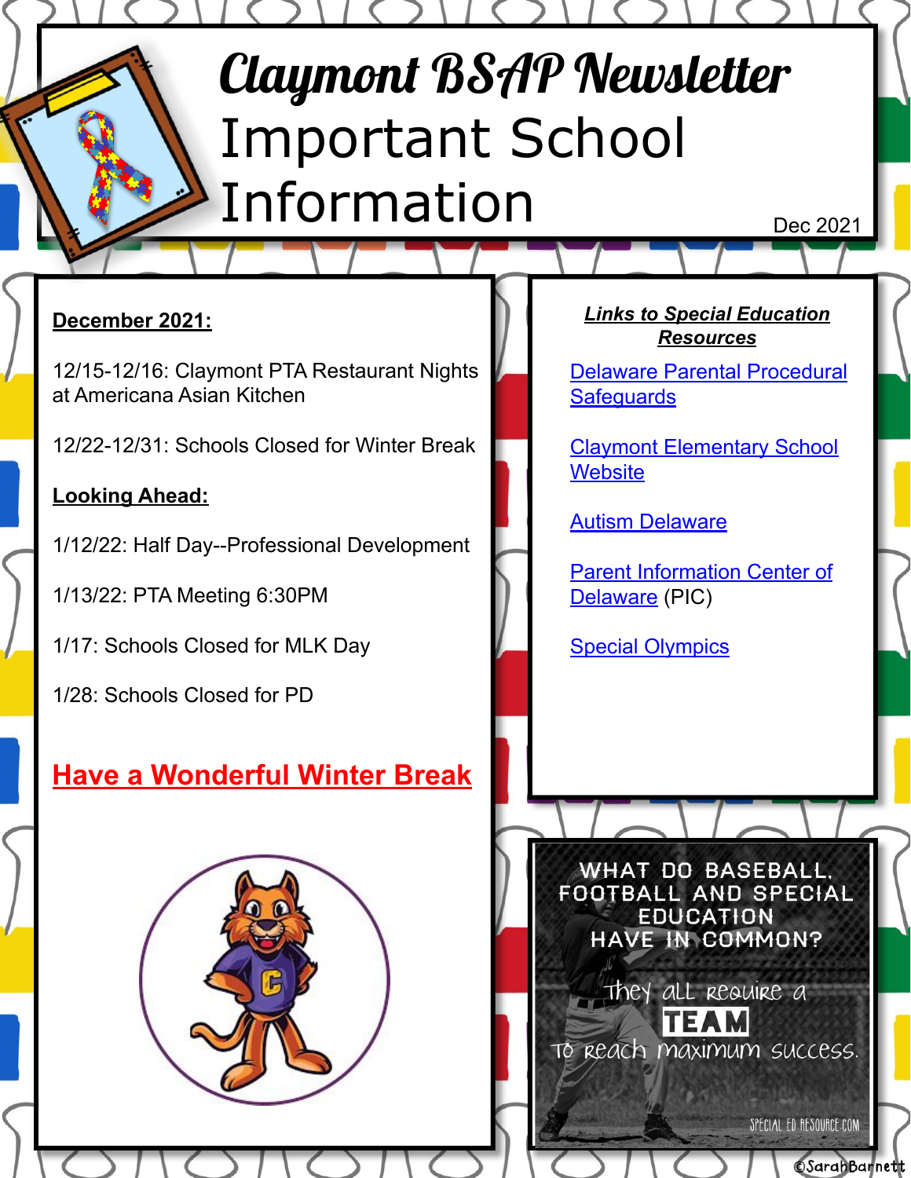# Claymont BSAP Newsletter

# Important School Information

Dec 2021

**December 2021:**

12/15-12/16: Claymont PTA Restaurant Nights at Americana Asian Kitchen

12/22-12/31: Schools Closed for Winter Break

**Looking Ahead:**

1/12/22: Half Day--Professional Development

1/13/22: PTA Meeting 6:30PM

1/17: Schools Closed for MLK Day

1/28: Schools Closed for PD

## Have a Wonderful Winter Break

***Links to Special Education Resources***

Delaware Parental Procedural Safeguards

Claymont Elementary School Website

Autism Delaware

Parent Information Center of Delaware (PIC)

Special Olympics

WHAT DO BASEBALL, FOOTBALL AND SPECIAL EDUCATION HAVE IN COMMON?

They all require a TEAM to reach maximum success.

SPECIAL ED RESOURCE.COM

©SarahBarnett